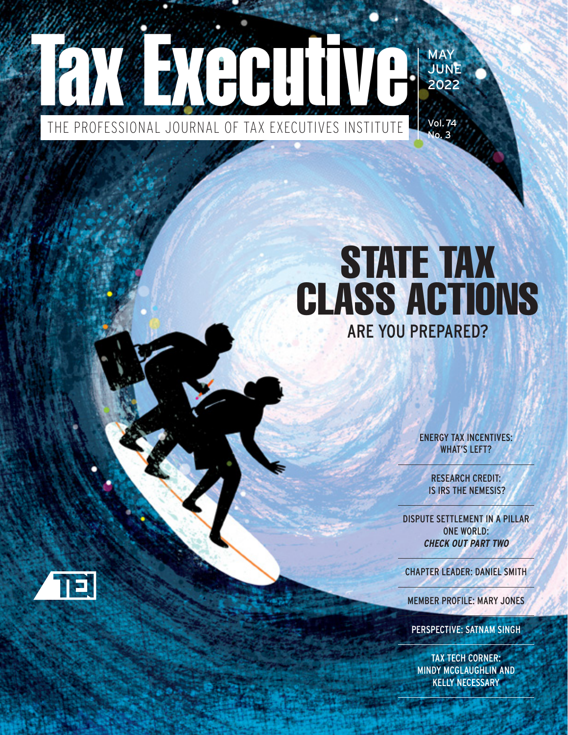# Tax Executive

THE PROFESSIONAL JOURNAL OF TAX EXECUTIVES INSTITUTE

MAY JUNE 2022

Vol. 74 No. 3

## STATE TAX CLASS ACTIONS

ARE YOU PREPARED?

ENERGY TAX INCENTIVES: WHAT'S LEFT?

RESEARCH CREDIT: IS IRS THE NEMESIS?

DISPUTE SETTLEMENT IN A PILLAR ONE WORLD: ***CHECK OUT PART TWO***

CHAPTER LEADER: DANIEL SMITH

MEMBER PROFILE: MARY JONES

PERSPECTIVE: SATNAM SINGH

TAX TECH CORNER: MINDY MCGLAUGHLIN AND KELLY NECESSARY

TEI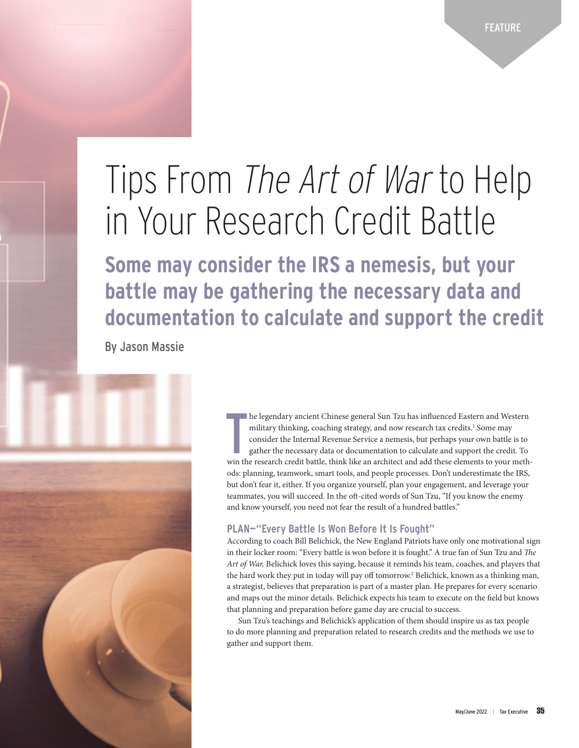FEATURE

# Tips From *The Art of War* to Help in Your Research Credit Battle

## Some may consider the IRS a nemesis, but your battle may be gathering the necessary data and documentation to calculate and support the credit

By Jason Massie

The legendary ancient Chinese general Sun Tzu has influenced Eastern and Western military thinking, coaching strategy, and now research tax credits.[1] Some may consider the Internal Revenue Service a nemesis, but perhaps your own battle is to gather the necessary data or documentation to calculate and support the credit. To win the research credit battle, think like an architect and add these elements to your methods: planning, teamwork, smart tools, and people processes. Don't underestimate the IRS, but don't fear it, either. If you organize yourself, plan your engagement, and leverage your teammates, you will succeed. In the oft-cited words of Sun Tzu, "If you know the enemy and know yourself, you need not fear the result of a hundred battles."

### PLAN—"Every Battle Is Won Before It Is Fought"

According to coach Bill Belichick, the New England Patriots have only one motivational sign in their locker room: "Every battle is won before it is fought." A true fan of Sun Tzu and *The Art of War,* Belichick loves this saying, because it reminds his team, coaches, and players that the hard work they put in today will pay off tomorrow.[2] Belichick, known as a thinking man, a strategist, believes that preparation is part of a master plan. He prepares for every scenario and maps out the minor details. Belichick expects his team to execute on the field but knows that planning and preparation before game day are crucial to success.

Sun Tzu's teachings and Belichick's application of them should inspire us as tax people to do more planning and preparation related to research credits and the methods we use to gather and support them.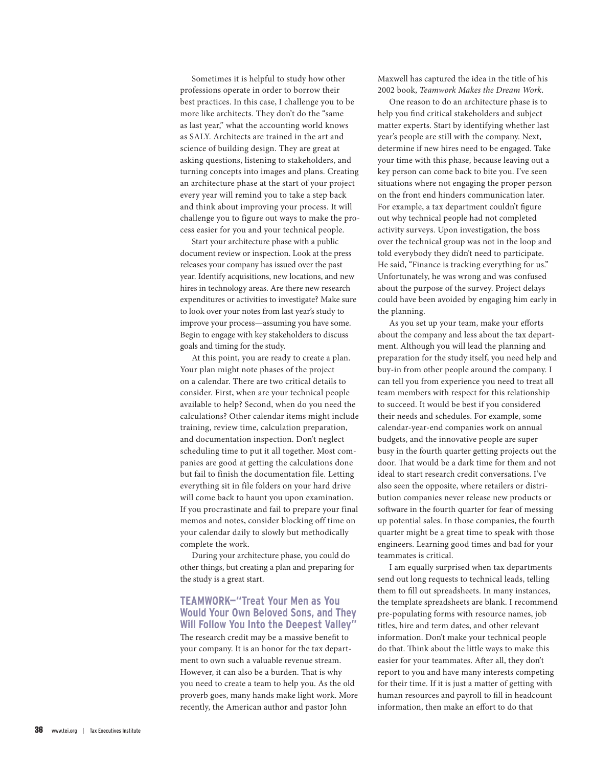Sometimes it is helpful to study how other professions operate in order to borrow their best practices. In this case, I challenge you to be more like architects. They don't do the "same as last year," what the accounting world knows as SALY. Architects are trained in the art and science of building design. They are great at asking questions, listening to stakeholders, and turning concepts into images and plans. Creating an architecture phase at the start of your project every year will remind you to take a step back and think about improving your process. It will challenge you to figure out ways to make the process easier for you and your technical people.

Start your architecture phase with a public document review or inspection. Look at the press releases your company has issued over the past year. Identify acquisitions, new locations, and new hires in technology areas. Are there new research expenditures or activities to investigate? Make sure to look over your notes from last year's study to improve your process—assuming you have some. Begin to engage with key stakeholders to discuss goals and timing for the study.

At this point, you are ready to create a plan. Your plan might note phases of the project on a calendar. There are two critical details to consider. First, when are your technical people available to help? Second, when do you need the calculations? Other calendar items might include training, review time, calculation preparation, and documentation inspection. Don't neglect scheduling time to put it all together. Most companies are good at getting the calculations done but fail to finish the documentation file. Letting everything sit in file folders on your hard drive will come back to haunt you upon examination. If you procrastinate and fail to prepare your final memos and notes, consider blocking off time on your calendar daily to slowly but methodically complete the work.

During your architecture phase, you could do other things, but creating a plan and preparing for the study is a great start.

## TEAMWORK—"Treat Your Men as You Would Your Own Beloved Sons, and They Will Follow You Into the Deepest Valley"

The research credit may be a massive benefit to your company. It is an honor for the tax department to own such a valuable revenue stream. However, it can also be a burden. That is why you need to create a team to help you. As the old proverb goes, many hands make light work. More recently, the American author and pastor John Maxwell has captured the idea in the title of his 2002 book, *Teamwork Makes the Dream Work*.

One reason to do an architecture phase is to help you find critical stakeholders and subject matter experts. Start by identifying whether last year's people are still with the company. Next, determine if new hires need to be engaged. Take your time with this phase, because leaving out a key person can come back to bite you. I've seen situations where not engaging the proper person on the front end hinders communication later. For example, a tax department couldn't figure out why technical people had not completed activity surveys. Upon investigation, the boss over the technical group was not in the loop and told everybody they didn't need to participate. He said, "Finance is tracking everything for us." Unfortunately, he was wrong and was confused about the purpose of the survey. Project delays could have been avoided by engaging him early in the planning.

As you set up your team, make your efforts about the company and less about the tax department. Although you will lead the planning and preparation for the study itself, you need help and buy-in from other people around the company. I can tell you from experience you need to treat all team members with respect for this relationship to succeed. It would be best if you considered their needs and schedules. For example, some calendar-year-end companies work on annual budgets, and the innovative people are super busy in the fourth quarter getting projects out the door. That would be a dark time for them and not ideal to start research credit conversations. I've also seen the opposite, where retailers or distribution companies never release new products or software in the fourth quarter for fear of messing up potential sales. In those companies, the fourth quarter might be a great time to speak with those engineers. Learning good times and bad for your teammates is critical.

I am equally surprised when tax departments send out long requests to technical leads, telling them to fill out spreadsheets. In many instances, the template spreadsheets are blank. I recommend pre-populating forms with resource names, job titles, hire and term dates, and other relevant information. Don't make your technical people do that. Think about the little ways to make this easier for your teammates. After all, they don't report to you and have many interests competing for their time. If it is just a matter of getting with human resources and payroll to fill in headcount information, then make an effort to do that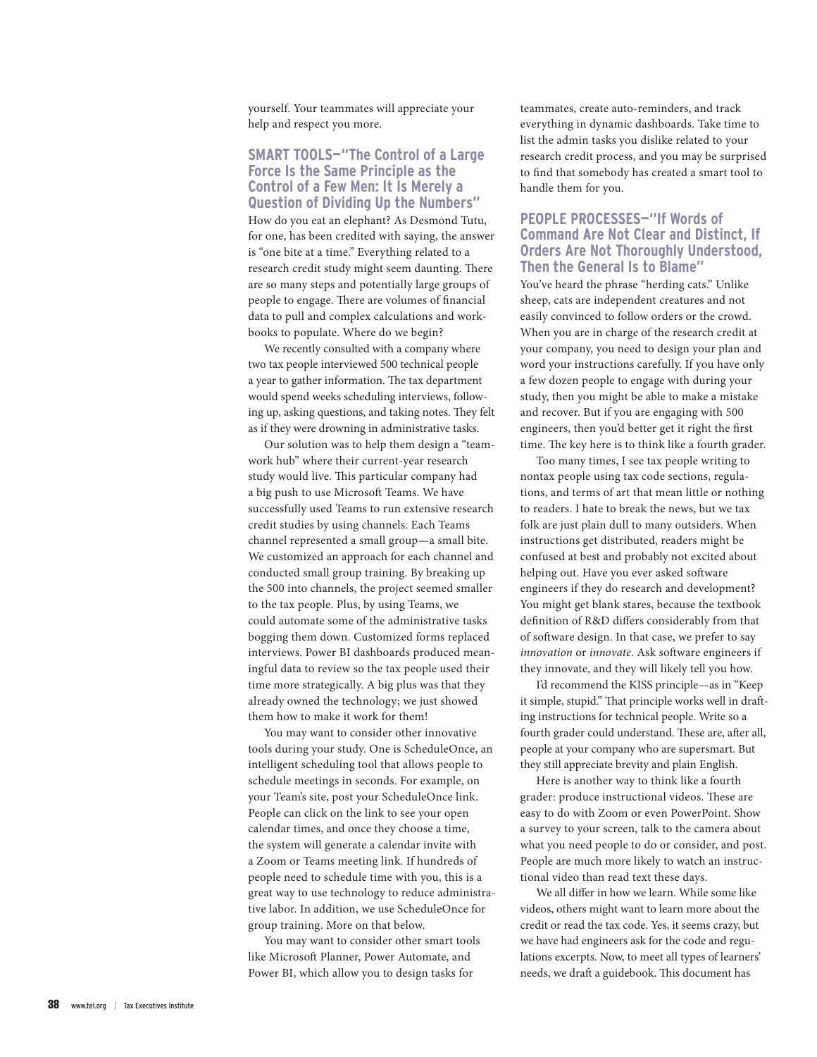yourself. Your teammates will appreciate your help and respect you more.

## SMART TOOLS—"The Control of a Large Force Is the Same Principle as the Control of a Few Men: It Is Merely a Question of Dividing Up the Numbers"

How do you eat an elephant? As Desmond Tutu, for one, has been credited with saying, the answer is "one bite at a time." Everything related to a research credit study might seem daunting. There are so many steps and potentially large groups of people to engage. There are volumes of financial data to pull and complex calculations and workbooks to populate. Where do we begin?

We recently consulted with a company where two tax people interviewed 500 technical people a year to gather information. The tax department would spend weeks scheduling interviews, following up, asking questions, and taking notes. They felt as if they were drowning in administrative tasks.

Our solution was to help them design a "teamwork hub" where their current-year research study would live. This particular company had a big push to use Microsoft Teams. We have successfully used Teams to run extensive research credit studies by using channels. Each Teams channel represented a small group—a small bite. We customized an approach for each channel and conducted small group training. By breaking up the 500 into channels, the project seemed smaller to the tax people. Plus, by using Teams, we could automate some of the administrative tasks bogging them down. Customized forms replaced interviews. Power BI dashboards produced meaningful data to review so the tax people used their time more strategically. A big plus was that they already owned the technology; we just showed them how to make it work for them!

You may want to consider other innovative tools during your study. One is ScheduleOnce, an intelligent scheduling tool that allows people to schedule meetings in seconds. For example, on your Team's site, post your ScheduleOnce link. People can click on the link to see your open calendar times, and once they choose a time, the system will generate a calendar invite with a Zoom or Teams meeting link. If hundreds of people need to schedule time with you, this is a great way to use technology to reduce administrative labor. In addition, we use ScheduleOnce for group training. More on that below.

You may want to consider other smart tools like Microsoft Planner, Power Automate, and Power BI, which allow you to design tasks for teammates, create auto-reminders, and track everything in dynamic dashboards. Take time to list the admin tasks you dislike related to your research credit process, and you may be surprised to find that somebody has created a smart tool to handle them for you.

## PEOPLE PROCESSES—"If Words of Command Are Not Clear and Distinct, If Orders Are Not Thoroughly Understood, Then the General Is to Blame"

You've heard the phrase "herding cats." Unlike sheep, cats are independent creatures and not easily convinced to follow orders or the crowd. When you are in charge of the research credit at your company, you need to design your plan and word your instructions carefully. If you have only a few dozen people to engage with during your study, then you might be able to make a mistake and recover. But if you are engaging with 500 engineers, then you'd better get it right the first time. The key here is to think like a fourth grader.

Too many times, I see tax people writing to nontax people using tax code sections, regulations, and terms of art that mean little or nothing to readers. I hate to break the news, but we tax folk are just plain dull to many outsiders. When instructions get distributed, readers might be confused at best and probably not excited about helping out. Have you ever asked software engineers if they do research and development? You might get blank stares, because the textbook definition of R&D differs considerably from that of software design. In that case, we prefer to say *innovation* or *innovate*. Ask software engineers if they innovate, and they will likely tell you how.

I'd recommend the KISS principle—as in "Keep it simple, stupid." That principle works well in drafting instructions for technical people. Write so a fourth grader could understand. These are, after all, people at your company who are supersmart. But they still appreciate brevity and plain English.

Here is another way to think like a fourth grader: produce instructional videos. These are easy to do with Zoom or even PowerPoint. Show a survey to your screen, talk to the camera about what you need people to do or consider, and post. People are much more likely to watch an instructional video than read text these days.

We all differ in how we learn. While some like videos, others might want to learn more about the credit or read the tax code. Yes, it seems crazy, but we have had engineers ask for the code and regulations excerpts. Now, to meet all types of learners' needs, we draft a guidebook. This document has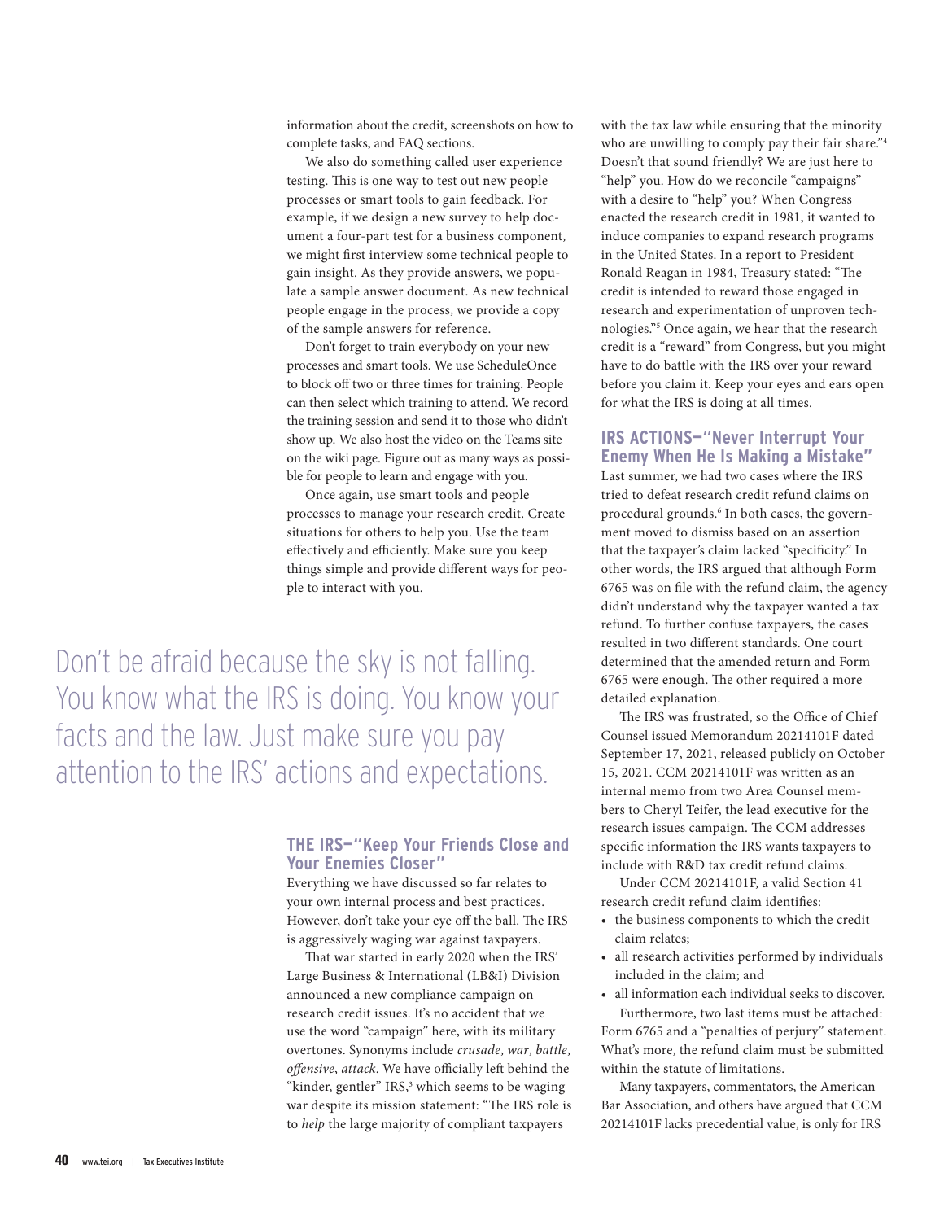information about the credit, screenshots on how to complete tasks, and FAQ sections.

We also do something called user experience testing. This is one way to test out new people processes or smart tools to gain feedback. For example, if we design a new survey to help document a four-part test for a business component, we might first interview some technical people to gain insight. As they provide answers, we populate a sample answer document. As new technical people engage in the process, we provide a copy of the sample answers for reference.

Don't forget to train everybody on your new processes and smart tools. We use ScheduleOnce to block off two or three times for training. People can then select which training to attend. We record the training session and send it to those who didn't show up. We also host the video on the Teams site on the wiki page. Figure out as many ways as possible for people to learn and engage with you.

Once again, use smart tools and people processes to manage your research credit. Create situations for others to help you. Use the team effectively and efficiently. Make sure you keep things simple and provide different ways for people to interact with you.

> Don't be afraid because the sky is not falling. You know what the IRS is doing. You know your facts and the law. Just make sure you pay attention to the IRS' actions and expectations.

## THE IRS—"Keep Your Friends Close and Your Enemies Closer"

Everything we have discussed so far relates to your own internal process and best practices. However, don't take your eye off the ball. The IRS is aggressively waging war against taxpayers.

That war started in early 2020 when the IRS' Large Business & International (LB&I) Division announced a new compliance campaign on research credit issues. It's no accident that we use the word "campaign" here, with its military overtones. Synonyms include *crusade*, *war*, *battle*, *offensive*, *attack*. We have officially left behind the "kinder, gentler" IRS,[3] which seems to be waging war despite its mission statement: "The IRS role is to *help* the large majority of compliant taxpayers with the tax law while ensuring that the minority who are unwilling to comply pay their fair share."[4] Doesn't that sound friendly? We are just here to "help" you. How do we reconcile "campaigns" with a desire to "help" you? When Congress enacted the research credit in 1981, it wanted to induce companies to expand research programs in the United States. In a report to President Ronald Reagan in 1984, Treasury stated: "The credit is intended to reward those engaged in research and experimentation of unproven technologies."[5] Once again, we hear that the research credit is a "reward" from Congress, but you might have to do battle with the IRS over your reward before you claim it. Keep your eyes and ears open for what the IRS is doing at all times.

## IRS ACTIONS—"Never Interrupt Your Enemy When He Is Making a Mistake"

Last summer, we had two cases where the IRS tried to defeat research credit refund claims on procedural grounds.[6] In both cases, the government moved to dismiss based on an assertion that the taxpayer's claim lacked "specificity." In other words, the IRS argued that although Form 6765 was on file with the refund claim, the agency didn't understand why the taxpayer wanted a tax refund. To further confuse taxpayers, the cases resulted in two different standards. One court determined that the amended return and Form 6765 were enough. The other required a more detailed explanation.

The IRS was frustrated, so the Office of Chief Counsel issued Memorandum 20214101F dated September 17, 2021, released publicly on October 15, 2021. CCM 20214101F was written as an internal memo from two Area Counsel members to Cheryl Teifer, the lead executive for the research issues campaign. The CCM addresses specific information the IRS wants taxpayers to include with R&D tax credit refund claims.

Under CCM 20214101F, a valid Section 41 research credit refund claim identifies:

- the business components to which the credit claim relates;
- all research activities performed by individuals included in the claim; and
- all information each individual seeks to discover.

Furthermore, two last items must be attached: Form 6765 and a "penalties of perjury" statement. What's more, the refund claim must be submitted within the statute of limitations.

Many taxpayers, commentators, the American Bar Association, and others have argued that CCM 20214101F lacks precedential value, is only for IRS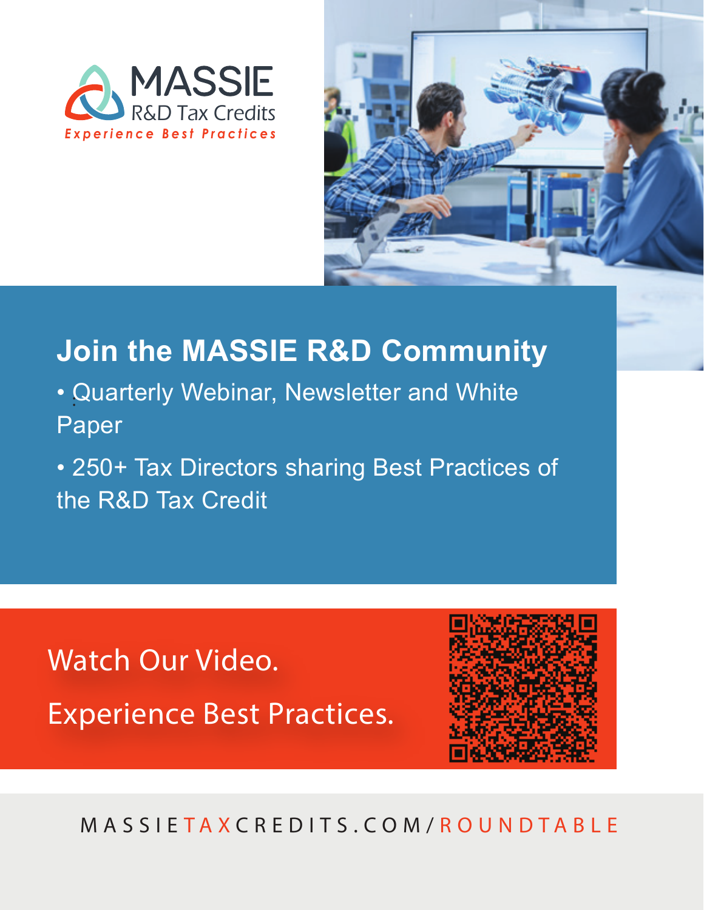MASSIE

R&D Tax Credits

*Experience Best Practices*

## Join the MASSIE R&D Community

- Quarterly Webinar, Newsletter and White Paper
- 250+ Tax Directors sharing Best Practices of the R&D Tax Credit

Watch Our Video.

Experience Best Practices.

MASSIETAXCREDITS.COM/ROUNDTABLE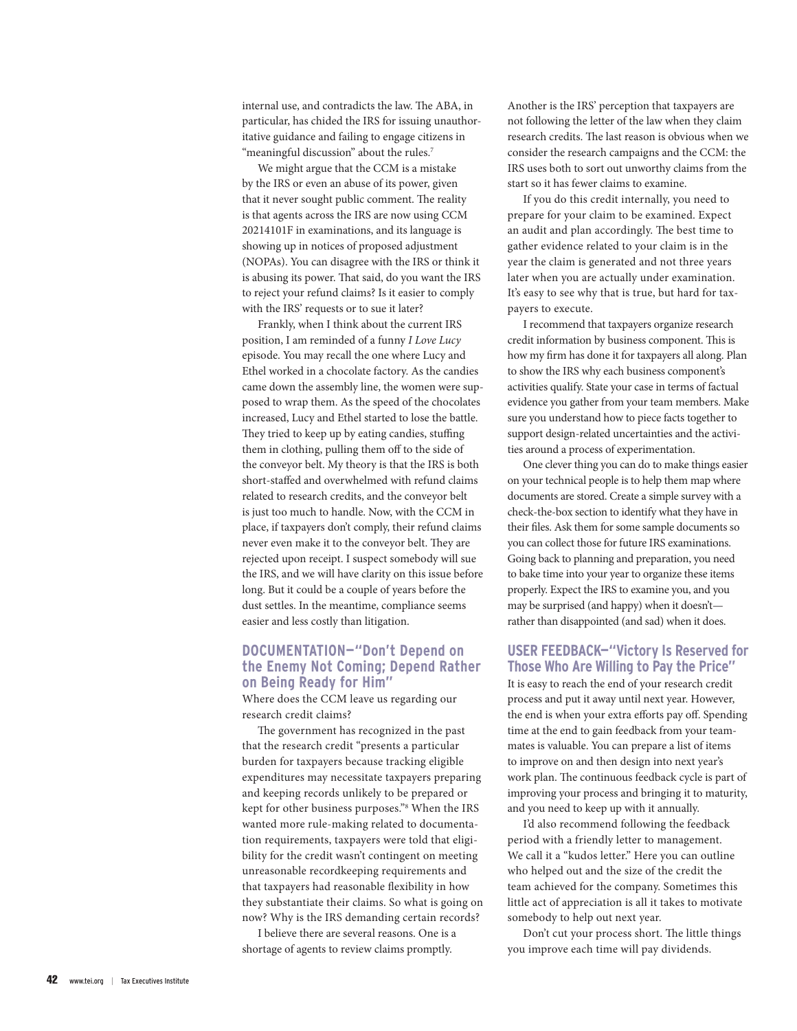internal use, and contradicts the law. The ABA, in particular, has chided the IRS for issuing unauthoritative guidance and failing to engage citizens in "meaningful discussion" about the rules.[7]

We might argue that the CCM is a mistake by the IRS or even an abuse of its power, given that it never sought public comment. The reality is that agents across the IRS are now using CCM 20214101F in examinations, and its language is showing up in notices of proposed adjustment (NOPAs). You can disagree with the IRS or think it is abusing its power. That said, do you want the IRS to reject your refund claims? Is it easier to comply with the IRS' requests or to sue it later?

Frankly, when I think about the current IRS position, I am reminded of a funny *I Love Lucy* episode. You may recall the one where Lucy and Ethel worked in a chocolate factory. As the candies came down the assembly line, the women were supposed to wrap them. As the speed of the chocolates increased, Lucy and Ethel started to lose the battle. They tried to keep up by eating candies, stuffing them in clothing, pulling them off to the side of the conveyor belt. My theory is that the IRS is both short-staffed and overwhelmed with refund claims related to research credits, and the conveyor belt is just too much to handle. Now, with the CCM in place, if taxpayers don't comply, their refund claims never even make it to the conveyor belt. They are rejected upon receipt. I suspect somebody will sue the IRS, and we will have clarity on this issue before long. But it could be a couple of years before the dust settles. In the meantime, compliance seems easier and less costly than litigation.

## DOCUMENTATION—"Don't Depend on the Enemy Not Coming; Depend Rather on Being Ready for Him"

Where does the CCM leave us regarding our research credit claims?

The government has recognized in the past that the research credit "presents a particular burden for taxpayers because tracking eligible expenditures may necessitate taxpayers preparing and keeping records unlikely to be prepared or kept for other business purposes."[8] When the IRS wanted more rule-making related to documentation requirements, taxpayers were told that eligibility for the credit wasn't contingent on meeting unreasonable recordkeeping requirements and that taxpayers had reasonable flexibility in how they substantiate their claims. So what is going on now? Why is the IRS demanding certain records?

I believe there are several reasons. One is a shortage of agents to review claims promptly. Another is the IRS' perception that taxpayers are not following the letter of the law when they claim research credits. The last reason is obvious when we consider the research campaigns and the CCM: the IRS uses both to sort out unworthy claims from the start so it has fewer claims to examine.

If you do this credit internally, you need to prepare for your claim to be examined. Expect an audit and plan accordingly. The best time to gather evidence related to your claim is in the year the claim is generated and not three years later when you are actually under examination. It's easy to see why that is true, but hard for taxpayers to execute.

I recommend that taxpayers organize research credit information by business component. This is how my firm has done it for taxpayers all along. Plan to show the IRS why each business component's activities qualify. State your case in terms of factual evidence you gather from your team members. Make sure you understand how to piece facts together to support design-related uncertainties and the activities around a process of experimentation.

One clever thing you can do to make things easier on your technical people is to help them map where documents are stored. Create a simple survey with a check-the-box section to identify what they have in their files. Ask them for some sample documents so you can collect those for future IRS examinations. Going back to planning and preparation, you need to bake time into your year to organize these items properly. Expect the IRS to examine you, and you may be surprised (and happy) when it doesn't—rather than disappointed (and sad) when it does.

## USER FEEDBACK—"Victory Is Reserved for Those Who Are Willing to Pay the Price"

It is easy to reach the end of your research credit process and put it away until next year. However, the end is when your extra efforts pay off. Spending time at the end to gain feedback from your teammates is valuable. You can prepare a list of items to improve on and then design into next year's work plan. The continuous feedback cycle is part of improving your process and bringing it to maturity, and you need to keep up with it annually.

I'd also recommend following the feedback period with a friendly letter to management. We call it a "kudos letter." Here you can outline who helped out and the size of the credit the team achieved for the company. Sometimes this little act of appreciation is all it takes to motivate somebody to help out next year.

Don't cut your process short. The little things you improve each time will pay dividends.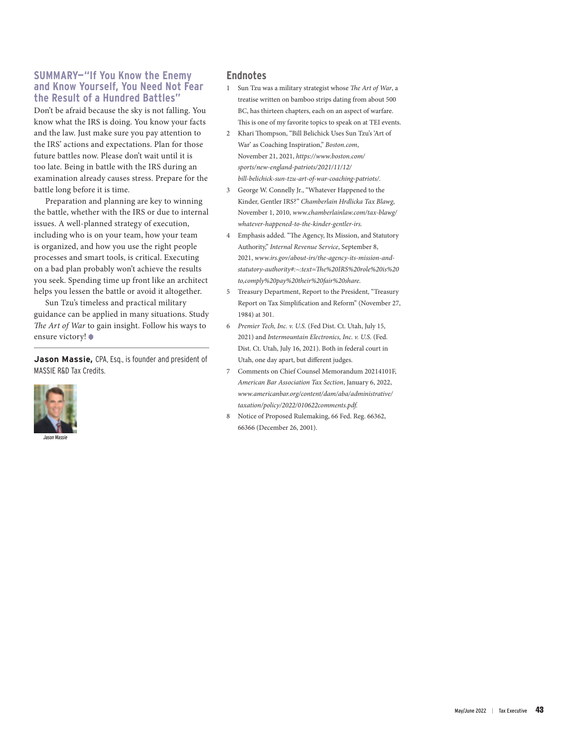## SUMMARY—"If You Know the Enemy and Know Yourself, You Need Not Fear the Result of a Hundred Battles"

Don't be afraid because the sky is not falling. You know what the IRS is doing. You know your facts and the law. Just make sure you pay attention to the IRS' actions and expectations. Plan for those future battles now. Please don't wait until it is too late. Being in battle with the IRS during an examination already causes stress. Prepare for the battle long before it is time.

Preparation and planning are key to winning the battle, whether with the IRS or due to internal issues. A well-planned strategy of execution, including who is on your team, how your team is organized, and how you use the right people processes and smart tools, is critical. Executing on a bad plan probably won't achieve the results you seek. Spending time up front like an architect helps you lessen the battle or avoid it altogether.

Sun Tzu's timeless and practical military guidance can be applied in many situations. Study *The Art of War* to gain insight. Follow his ways to ensure victory!

---

**Jason Massie,** CPA, Esq., is founder and president of MASSIE R&D Tax Credits.

Jason Massie

## Endnotes

1. Sun Tzu was a military strategist whose *The Art of War*, a treatise written on bamboo strips dating from about 500 BC, has thirteen chapters, each on an aspect of warfare. This is one of my favorite topics to speak on at TEI events.
2. Khari Thompson, "Bill Belichick Uses Sun Tzu's 'Art of War' as Coaching Inspiration," *Boston.com*, November 21, 2021, *https://www.boston.com/sports/new-england-patriots/2021/11/12/bill-belichick-sun-tzu-art-of-war-coaching-patriots/*.
3. George W. Connelly Jr., "Whatever Happened to the Kinder, Gentler IRS?" *Chamberlain Hrdlicka Tax Blawg*, November 1, 2010, *www.chamberlainlaw.com/tax-blawg/whatever-happened-to-the-kinder-gentler-irs.*
4. Emphasis added. "The Agency, Its Mission, and Statutory Authority," *Internal Revenue Service*, September 8, 2021, *www.irs.gov/about-irs/the-agency-its-mission-and-statutory-authority#:~:text=The%20IRS%20role%20is%20to,comply%20pay%20their%20fair%20share.*
5. Treasury Department, Report to the President, "Treasury Report on Tax Simplification and Reform" (November 27, 1984) at 301.
6. *Premier Tech, Inc. v. U.S.* (Fed Dist. Ct. Utah, July 15, 2021) and *Intermountain Electronics, Inc. v. U.S.* (Fed. Dist. Ct. Utah, July 16, 2021). Both in federal court in Utah, one day apart, but different judges.
7. Comments on Chief Counsel Memorandum 20214101F, *American Bar Association Tax Section*, January 6, 2022, *www.americanbar.org/content/dam/aba/administrative/taxation/policy/2022/010622comments.pdf.*
8. Notice of Proposed Rulemaking, 66 Fed. Reg. 66362, 66366 (December 26, 2001).